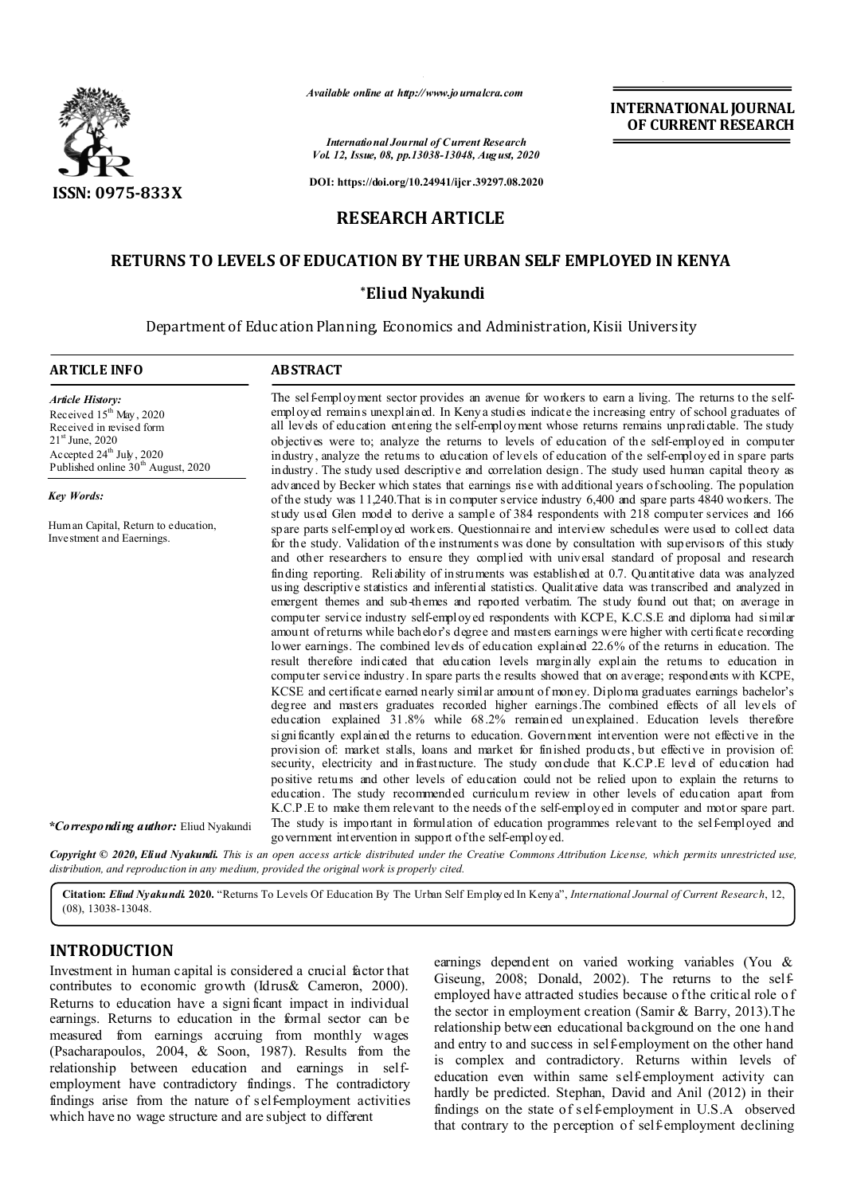*Available online at http://www.journalcra.com*

*International Journal of Current Research*
*Vol. 12, Issue, 08, pp.13038-13048, August, 2020*

**DOI: https://doi.org/10.24941/ijcr.39297.08.2020**

**INTERNATIONAL JOURNAL OF CURRENT RESEARCH**

**ISSN: 0975-833X**

## RESEARCH ARTICLE

# RETURNS TO LEVELS OF EDUCATION BY THE URBAN SELF EMPLOYED IN KENYA

**\*Eliud Nyakundi**

Department of Education Planning, Economics and Administration, Kisii University

### ARTICLE INFO

*Article History:*

Received 15th May, 2020
Received in revised form 21st June, 2020
Accepted 24th July, 2020
Published online 30th August, 2020

*Key Words:*

Human Capital, Return to education, Investment and Eaernings.

**\*Corresponding author:** Eliud Nyakundi

### ABSTRACT

The self-employment sector provides an avenue for workers to earn a living. The returns to the self-employed remains unexplained. In Kenya studies indicate the increasing entry of school graduates of all levels of education entering the self-employment whose returns remains unpredictable. The study objectives were to; analyze the returns to levels of education of the self-employed in computer industry, analyze the returns to education of levels of education of the self-employed in spare parts industry. The study used descriptive and correlation design. The study used human capital theory as advanced by Becker which states that earnings rise with additional years of schooling. The population of the study was 11,240.That is in computer service industry 6,400 and spare parts 4840 workers. The study used Glen model to derive a sample of 384 respondents with 218 computer services and 166 spare parts self-employed workers. Questionnaire and interview schedules were used to collect data for the study. Validation of the instruments was done by consultation with supervisors of this study and other researchers to ensure they complied with universal standard of proposal and research finding reporting. Reliability of instruments was established at 0.7. Quantitative data was analyzed using descriptive statistics and inferential statistics. Qualitative data was transcribed and analyzed in emergent themes and sub-themes and reported verbatim. The study found out that; on average in computer service industry self-employed respondents with KCPE, K.C.S.E and diploma had similar amount of returns while bachelor's degree and masters earnings were higher with certificate recording lower earnings. The combined levels of education explained 22.6% of the returns in education. The result therefore indicated that education levels marginally explain the returns to education in computer service industry. In spare parts the results showed that on average; respondents with KCPE, KCSE and certificate earned nearly similar amount of money. Diploma graduates earnings bachelor's degree and masters graduates recorded higher earnings.The combined effects of all levels of education explained 31.8% while 68.2% remained unexplained. Education levels therefore significantly explained the returns to education. Government intervention were not effective in the provision of: market stalls, loans and market for finished products, but effective in provision of: security, electricity and infrastructure. The study conclude that K.C.P.E level of education had positive returns and other levels of education could not be relied upon to explain the returns to education. The study recommended curriculum review in other levels of education apart from K.C.P.E to make them relevant to the needs of the self-employed in computer and motor spare part. The study is important in formulation of education programmes relevant to the self-employed and government intervention in support of the self-employed.

*Copyright © 2020, Eliud Nyakundi. This is an open access article distributed under the Creative Commons Attribution License, which permits unrestricted use, distribution, and reproduction in any medium, provided the original work is properly cited.*

**Citation:** *Eliud Nyakundi.* **2020.** "Returns To Levels Of Education By The Urban Self Employed In Kenya", *International Journal of Current Research*, 12, (08), 13038-13048.

## INTRODUCTION

Investment in human capital is considered a crucial factor that contributes to economic growth (Idrus& Cameron, 2000). Returns to education have a significant impact in individual earnings. Returns to education in the formal sector can be measured from earnings accruing from monthly wages (Psacharapoulos, 2004, & Soon, 1987). Results from the relationship between education and earnings in self-employment have contradictory findings. The contradictory findings arise from the nature of self-employment activities which have no wage structure and are subject to different earnings dependent on varied working variables (You & Giseung, 2008; Donald, 2002). The returns to the self-employed have attracted studies because of the critical role of the sector in employment creation (Samir & Barry, 2013).The relationship between educational background on the one hand and entry to and success in self-employment on the other hand is complex and contradictory. Returns within levels of education even within same self-employment activity can hardly be predicted. Stephan, David and Anil (2012) in their findings on the state of self-employment in U.S.A observed that contrary to the perception of self-employment declining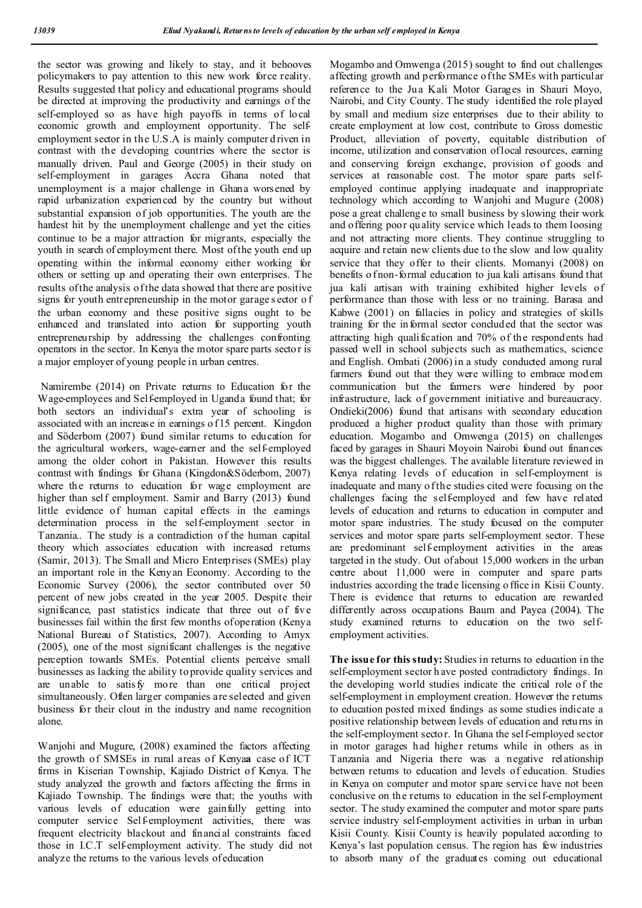the sector was growing and likely to stay, and it behooves policymakers to pay attention to this new work force reality. Results suggested that policy and educational programs should be directed at improving the productivity and earnings of the self-employed so as have high payoffs in terms of local economic growth and employment opportunity. The self-employment sector in the U.S.A is mainly computer driven in contrast with the developing countries where the sector is manually driven. Paul and George (2005) in their study on self-employment in garages Accra Ghana noted that unemployment is a major challenge in Ghana worsened by rapid urbanization experienced by the country but without substantial expansion of job opportunities. The youth are the hardest hit by the unemployment challenge and yet the cities continue to be a major attraction for migrants, especially the youth in search of employment there. Most of the youth end up operating within the informal economy either working for others or setting up and operating their own enterprises. The results of the analysis of the data showed that there are positive signs for youth entrepreneurship in the motor garages sector of the urban economy and these positive signs ought to be enhanced and translated into action for supporting youth entrepreneurship by addressing the challenges confronting operators in the sector. In Kenya the motor spare parts sector is a major employer of young people in urban centres.

Namirembe (2014) on Private returns to Education for the Wage-employees and Self-employed in Uganda found that; for both sectors an individual's extra year of schooling is associated with an increase in earnings of 15 percent. Kingdon and Söderbom (2007) found similar returns to education for the agricultural workers, wage-earner and the self-employed among the older cohort in Pakistan. However this results contrast with findings for Ghana (Kingdon&Söderbom, 2007) where the returns to education for wage employment are higher than self employment. Samir and Barry (2013) found little evidence of human capital effects in the earnings determination process in the self-employment sector in Tanzania.. The study is a contradiction of the human capital theory which associates education with increased returns (Samir, 2013). The Small and Micro Enterprises (SMEs) play an important role in the Kenyan Economy. According to the Economic Survey (2006), the sector contributed over 50 percent of new jobs created in the year 2005. Despite their significance, past statistics indicate that three out of five businesses fail within the first few months of operation (Kenya National Bureau of Statistics, 2007). According to Amyx (2005), one of the most significant challenges is the negative perception towards SMEs. Potential clients perceive small businesses as lacking the ability to provide quality services and are unable to satisfy more than one critical project simultaneously. Often larger companies are selected and given business for their clout in the industry and name recognition alone.

Wanjohi and Mugure, (2008) examined the factors affecting the growth of SMSEs in rural areas of Kenya**a** case of ICT firms in Kiserian Township, Kajiado District of Kenya. The study analyzed the growth and factors affecting the firms in Kajiado Township. The findings were that; the youths with various levels of education were gainfully getting into computer service Self-employment activities, there was frequent electricity blackout and financial constraints faced those in I.C.T self-employment activity. The study did not analyze the returns to the various levels of education

Mogambo and Omwenga (2015) sought to find out challenges affecting growth and performance of the SMEs with particular reference to the Jua Kali Motor Garages in Shauri Moyo, Nairobi, and City County. The study identified the role played by small and medium size enterprises due to their ability to create employment at low cost, contribute to Gross domestic Product, alleviation of poverty, equitable distribution of income, utilization and conservation of local resources, earning and conserving foreign exchange, provision of goods and services at reasonable cost. The motor spare parts self-employed continue applying inadequate and inappropriate technology which according to Wanjohi and Mugure (2008) pose a great challenge to small business by slowing their work and offering poor quality service which leads to them loosing and not attracting more clients. They continue struggling to acquire and retain new clients due to the slow and low quality service that they offer to their clients. Momanyi (2008) on benefits of non-formal education to jua kali artisans found that jua kali artisan with training exhibited higher levels of performance than those with less or no training. Barasa and Kabwe (2001) on fallacies in policy and strategies of skills training for the informal sector concluded that the sector was attracting high qualification and 70% of the respondents had passed well in school subjects such as mathematics, science and English. Ombati (2006) in a study conducted among rural farmers found out that they were willing to embrace modern communication but the farmers were hindered by poor infrastructure, lack of government initiative and bureaucracy. Ondieki(2006) found that artisans with secondary education produced a higher product quality than those with primary education. Mogambo and Omwenga (2015) on challenges faced by garages in Shauri Moyoin Nairobi found out finances was the biggest challenges. The available literature reviewed in Kenya relating levels of education in self-employment is inadequate and many of the studies cited were focusing on the challenges facing the self-employed and few have related levels of education and returns to education in computer and motor spare industries. The study focused on the computer services and motor spare parts self-employment sector. These are predominant self-employment activities in the areas targeted in the study. Out of about 15,000 workers in the urban centre about 11,000 were in computer and spare parts industries according the trade licensing office in Kisii County. There is evidence that returns to education are rewarded differently across occupations Baum and Payea (2004). The study examined returns to education on the two self-employment activities.

**The issue for this study:** Studies in returns to education in the self-employment sector have posted contradictory findings. In the developing world studies indicate the critical role of the self-employment in employment creation. However the returns to education posted mixed findings as some studies indicate a positive relationship between levels of education and returns in the self-employment sector. In Ghana the self-employed sector in motor garages had higher returns while in others as in Tanzania and Nigeria there was a negative relationship between returns to education and levels of education. Studies in Kenya on computer and motor spare service have not been conclusive on the returns to education in the self-employment sector. The study examined the computer and motor spare parts service industry self-employment activities in urban in urban Kisii County. Kisii County is heavily populated according to Kenya's last population census. The region has few industries to absorb many of the graduates coming out educational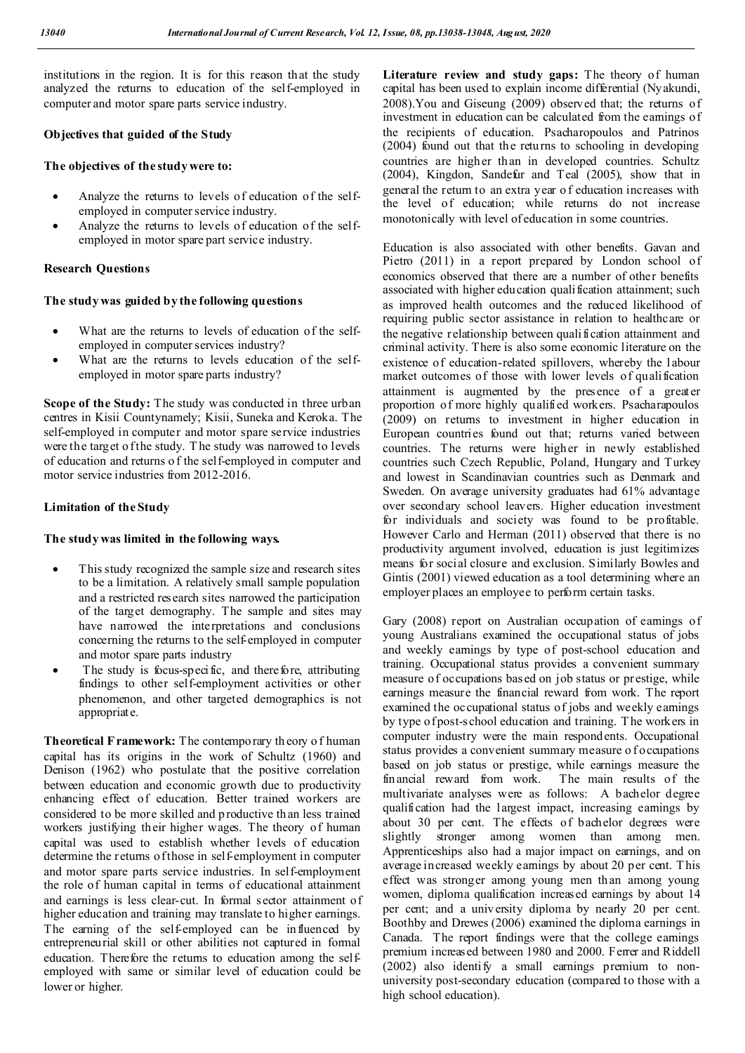institutions in the region. It is for this reason that the study analyzed the returns to education of the self-employed in computer and motor spare parts service industry.

**Objectives that guided of the Study**

**The objectives of the study were to:**

- Analyze the returns to levels of education of the self-employed in computer service industry.
- Analyze the returns to levels of education of the self-employed in motor spare part service industry.

**Research Questions**

**The study was guided by the following questions**

- What are the returns to levels of education of the self-employed in computer services industry?
- What are the returns to levels education of the self-employed in motor spare parts industry?

**Scope of the Study:** The study was conducted in three urban centres in Kisii Countynamely; Kisii, Suneka and Keroka. The self-employed in computer and motor spare service industries were the target of the study. The study was narrowed to levels of education and returns of the self-employed in computer and motor service industries from 2012-2016.

**Limitation of the Study**

**The study was limited in the following ways.**

- This study recognized the sample size and research sites to be a limitation. A relatively small sample population and a restricted research sites narrowed the participation of the target demography. The sample and sites may have narrowed the interpretations and conclusions concerning the returns to the self-employed in computer and motor spare parts industry
- The study is focus-specific, and therefore, attributing findings to other self-employment activities or other phenomenon, and other targeted demographics is not appropriate.

**Theoretical Framework:** The contemporary theory of human capital has its origins in the work of Schultz (1960) and Denison (1962) who postulate that the positive correlation between education and economic growth due to productivity enhancing effect of education. Better trained workers are considered to be more skilled and productive than less trained workers justifying their higher wages. The theory of human capital was used to establish whether levels of education determine the returns of those in self-employment in computer and motor spare parts service industries. In self-employment the role of human capital in terms of educational attainment and earnings is less clear-cut. In formal sector attainment of higher education and training may translate to higher earnings. The earning of the self-employed can be influenced by entrepreneurial skill or other abilities not captured in formal education. Therefore the returns to education among the self-employed with same or similar level of education could be lower or higher.

**Literature review and study gaps:** The theory of human capital has been used to explain income differential (Nyakundi, 2008).You and Giseung (2009) observed that; the returns of investment in education can be calculated from the earnings of the recipients of education. Psacharopoulos and Patrinos (2004) found out that the returns to schooling in developing countries are higher than in developed countries. Schultz (2004), Kingdon, Sandefur and Teal (2005), show that in general the return to an extra year of education increases with the level of education; while returns do not increase monotonically with level of education in some countries.

Education is also associated with other benefits. Gavan and Pietro (2011) in a report prepared by London school of economics observed that there are a number of other benefits associated with higher education qualification attainment; such as improved health outcomes and the reduced likelihood of requiring public sector assistance in relation to healthcare or the negative relationship between qualification attainment and criminal activity. There is also some economic literature on the existence of education-related spillovers, whereby the labour market outcomes of those with lower levels of qualification attainment is augmented by the presence of a greater proportion of more highly qualified workers. Psacharapoulos (2009) on returns to investment in higher education in European countries found out that; returns varied between countries. The returns were higher in newly established countries such Czech Republic, Poland, Hungary and Turkey and lowest in Scandinavian countries such as Denmark and Sweden. On average university graduates had 61% advantage over secondary school leavers. Higher education investment for individuals and society was found to be profitable. However Carlo and Herman (2011) observed that there is no productivity argument involved, education is just legitimizes means for social closure and exclusion. Similarly Bowles and Gintis (2001) viewed education as a tool determining where an employer places an employee to perform certain tasks.

Gary (2008) report on Australian occupation of earnings of young Australians examined the occupational status of jobs and weekly earnings by type of post-school education and training. Occupational status provides a convenient summary measure of occupations based on job status or prestige, while earnings measure the financial reward from work. The report examined the occupational status of jobs and weekly earnings by type of post-school education and training. The workers in computer industry were the main respondents. Occupational status provides a convenient summary measure of occupations based on job status or prestige, while earnings measure the financial reward from work. The main results of the multivariate analyses were as follows: A bachelor degree qualification had the largest impact, increasing earnings by about 30 per cent. The effects of bachelor degrees were slightly stronger among women than among men. Apprenticeships also had a major impact on earnings, and on average increased weekly earnings by about 20 per cent. This effect was stronger among young men than among young women, diploma qualification increased earnings by about 14 per cent; and a university diploma by nearly 20 per cent. Boothby and Drewes (2006) examined the diploma earnings in Canada. The report findings were that the college earnings premium increased between 1980 and 2000. Ferrer and Riddell (2002) also identify a small earnings premium to non-university post-secondary education (compared to those with a high school education).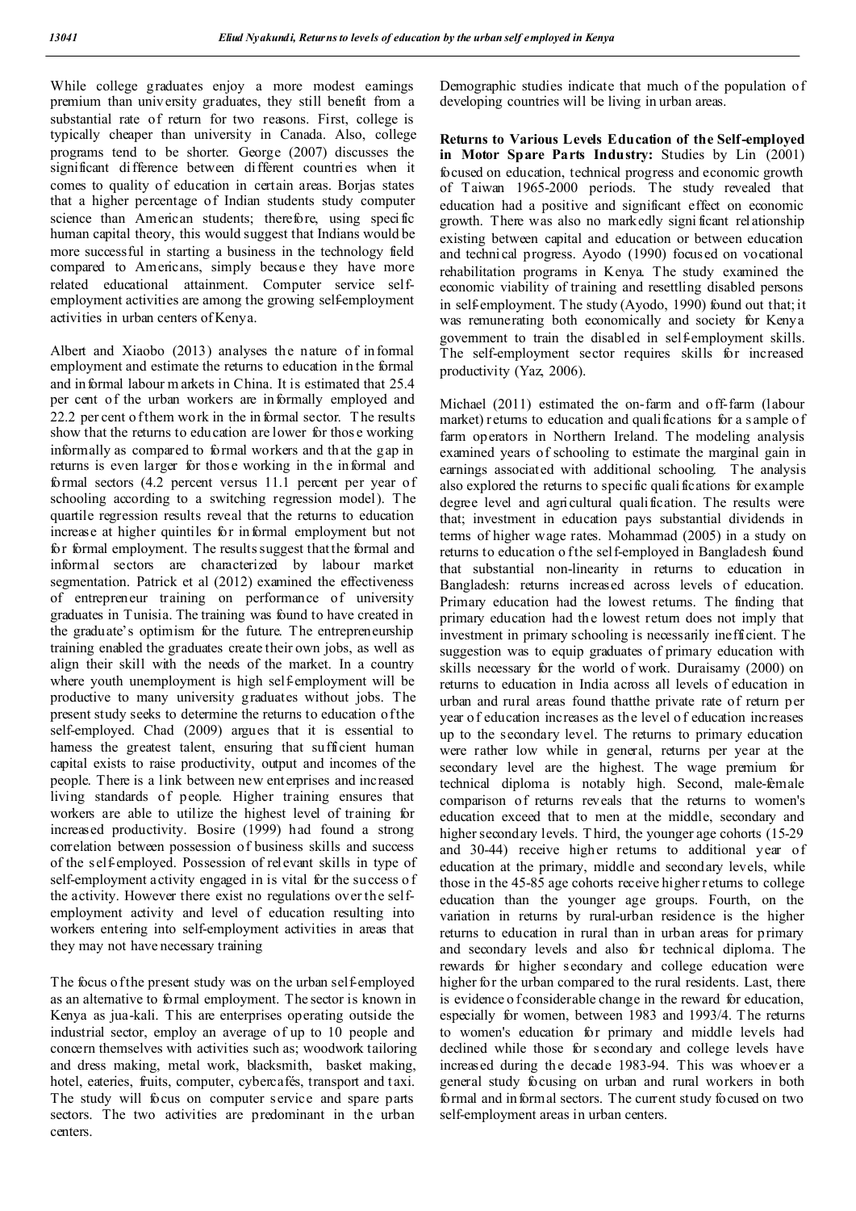While college graduates enjoy a more modest earnings premium than university graduates, they still benefit from a substantial rate of return for two reasons. First, college is typically cheaper than university in Canada. Also, college programs tend to be shorter. George (2007) discusses the significant difference between different countries when it comes to quality of education in certain areas. Borjas states that a higher percentage of Indian students study computer science than American students; therefore, using specific human capital theory, this would suggest that Indians would be more successful in starting a business in the technology field compared to Americans, simply because they have more related educational attainment. Computer service self-employment activities are among the growing self-employment activities in urban centers of Kenya.

Albert and Xiaobo (2013) analyses the nature of informal employment and estimate the returns to education in the formal and informal labour markets in China. It is estimated that 25.4 per cent of the urban workers are informally employed and 22.2 per cent of them work in the informal sector. The results show that the returns to education are lower for those working informally as compared to formal workers and that the gap in returns is even larger for those working in the informal and formal sectors (4.2 percent versus 11.1 percent per year of schooling according to a switching regression model). The quartile regression results reveal that the returns to education increase at higher quintiles for informal employment but not for formal employment. The results suggest that the formal and informal sectors are characterized by labour market segmentation. Patrick et al (2012) examined the effectiveness of entrepreneur training on performance of university graduates in Tunisia. The training was found to have created in the graduate's optimism for the future. The entrepreneurship training enabled the graduates create their own jobs, as well as align their skill with the needs of the market. In a country where youth unemployment is high self-employment will be productive to many university graduates without jobs. The present study seeks to determine the returns to education of the self-employed. Chad (2009) argues that it is essential to harness the greatest talent, ensuring that sufficient human capital exists to raise productivity, output and incomes of the people. There is a link between new enterprises and increased living standards of people. Higher training ensures that workers are able to utilize the highest level of training for increased productivity. Bosire (1999) had found a strong correlation between possession of business skills and success of the self-employed. Possession of relevant skills in type of self-employment activity engaged in is vital for the success of the activity. However there exist no regulations over the self-employment activity and level of education resulting into workers entering into self-employment activities in areas that they may not have necessary training

The focus of the present study was on the urban self-employed as an alternative to formal employment. The sector is known in Kenya as jua-kali. This are enterprises operating outside the industrial sector, employ an average of up to 10 people and concern themselves with activities such as; woodwork tailoring and dress making, metal work, blacksmith, basket making, hotel, eateries, fruits, computer, cybercafés, transport and taxi. The study will focus on computer service and spare parts sectors. The two activities are predominant in the urban centers.

Demographic studies indicate that much of the population of developing countries will be living in urban areas.

**Returns to Various Levels Education of the Self-employed in Motor Spare Parts Industry:** Studies by Lin (2001) focused on education, technical progress and economic growth of Taiwan 1965-2000 periods. The study revealed that education had a positive and significant effect on economic growth. There was also no markedly significant relationship existing between capital and education or between education and technical progress. Ayodo (1990) focused on vocational rehabilitation programs in Kenya. The study examined the economic viability of training and resettling disabled persons in self-employment. The study (Ayodo, 1990) found out that; it was remunerating both economically and society for Kenya government to train the disabled in self-employment skills. The self-employment sector requires skills for increased productivity (Yaz, 2006).

Michael (2011) estimated the on-farm and off-farm (labour market) returns to education and qualifications for a sample of farm operators in Northern Ireland. The modeling analysis examined years of schooling to estimate the marginal gain in earnings associated with additional schooling. The analysis also explored the returns to specific qualifications for example degree level and agricultural qualification. The results were that; investment in education pays substantial dividends in terms of higher wage rates. Mohammad (2005) in a study on returns to education of the self-employed in Bangladesh found that substantial non-linearity in returns to education in Bangladesh: returns increased across levels of education. Primary education had the lowest returns. The finding that primary education had the lowest return does not imply that investment in primary schooling is necessarily inefficient. The suggestion was to equip graduates of primary education with skills necessary for the world of work. Duraisamy (2000) on returns to education in India across all levels of education in urban and rural areas found thatthe private rate of return per year of education increases as the level of education increases up to the secondary level. The returns to primary education were rather low while in general, returns per year at the secondary level are the highest. The wage premium for technical diploma is notably high. Second, male-female comparison of returns reveals that the returns to women's education exceed that to men at the middle, secondary and higher secondary levels. Third, the younger age cohorts (15-29 and 30-44) receive higher returns to additional year of education at the primary, middle and secondary levels, while those in the 45-85 age cohorts receive higher returns to college education than the younger age groups. Fourth, on the variation in returns by rural-urban residence is the higher returns to education in rural than in urban areas for primary and secondary levels and also for technical diploma. The rewards for higher secondary and college education were higher for the urban compared to the rural residents. Last, there is evidence of considerable change in the reward for education, especially for women, between 1983 and 1993/4. The returns to women's education for primary and middle levels had declined while those for secondary and college levels have increased during the decade 1983-94. This was whoever a general study focusing on urban and rural workers in both formal and informal sectors. The current study focused on two self-employment areas in urban centers.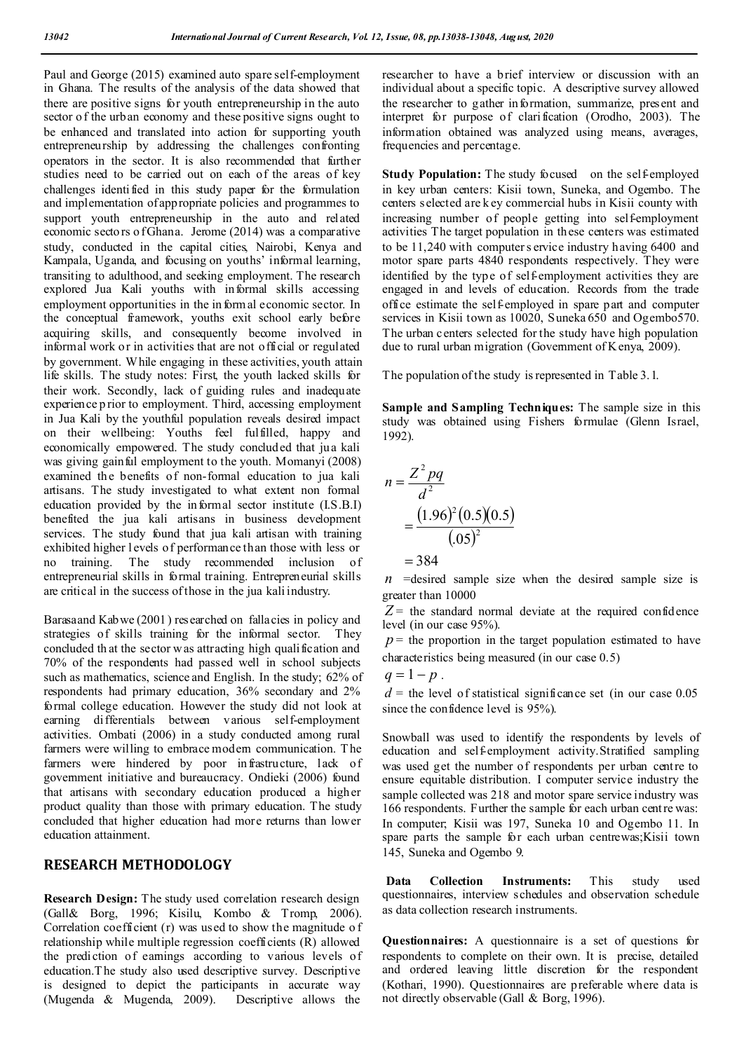Paul and George (2015) examined auto spare self-employment in Ghana. The results of the analysis of the data showed that there are positive signs for youth entrepreneurship in the auto sector of the urban economy and these positive signs ought to be enhanced and translated into action for supporting youth entrepreneurship by addressing the challenges confronting operators in the sector. It is also recommended that further studies need to be carried out on each of the areas of key challenges identified in this study paper for the formulation and implementation of appropriate policies and programmes to support youth entrepreneurship in the auto and related economic sectors of Ghana. Jerome (2014) was a comparative study, conducted in the capital cities, Nairobi, Kenya and Kampala, Uganda, and focusing on youths' informal learning, transiting to adulthood, and seeking employment. The research explored Jua Kali youths with informal skills accessing employment opportunities in the informal economic sector. In the conceptual framework, youths exit school early before acquiring skills, and consequently become involved in informal work or in activities that are not official or regulated by government. While engaging in these activities, youth attain life skills. The study notes: First, the youth lacked skills for their work. Secondly, lack of guiding rules and inadequate experience prior to employment. Third, accessing employment in Jua Kali by the youthful population reveals desired impact on their wellbeing: Youths feel fulfilled, happy and economically empowered. The study concluded that jua kali was giving gainful employment to the youth. Momanyi (2008) examined the benefits of non-formal education to jua kali artisans. The study investigated to what extent non formal education provided by the informal sector institute (I.S.B.I) benefited the jua kali artisans in business development services. The study found that jua kali artisan with training exhibited higher levels of performance than those with less or no training. The study recommended inclusion of entrepreneurial skills in formal training. Entrepreneurial skills are critical in the success of those in the jua kali industry.

Barasa and Kabwe (2001) researched on fallacies in policy and strategies of skills training for the informal sector. They concluded that the sector was attracting high qualification and 70% of the respondents had passed well in school subjects such as mathematics, science and English. In the study; 62% of respondents had primary education, 36% secondary and 2% formal college education. However the study did not look at earning differentials between various self-employment activities. Ombati (2006) in a study conducted among rural farmers were willing to embrace modern communication. The farmers were hindered by poor infrastructure, lack of government initiative and bureaucracy. Ondieki (2006) found that artisans with secondary education produced a higher product quality than those with primary education. The study concluded that higher education had more returns than lower education attainment.

## RESEARCH METHODOLOGY

**Research Design:** The study used correlation research design (Gall& Borg, 1996; Kisilu, Kombo & Tromp, 2006). Correlation coefficient (r) was used to show the magnitude of relationship while multiple regression coefficients (R) allowed the prediction of earnings according to various levels of education.The study also used descriptive survey. Descriptive is designed to depict the participants in accurate way (Mugenda & Mugenda, 2009). Descriptive allows the researcher to have a brief interview or discussion with an individual about a specific topic. A descriptive survey allowed the researcher to gather information, summarize, present and interpret for purpose of clarification (Orodho, 2003). The information obtained was analyzed using means, averages, frequencies and percentage.

**Study Population:** The study focused on the self-employed in key urban centers: Kisii town, Suneka, and Ogembo. The centers selected are key commercial hubs in Kisii county with increasing number of people getting into self-employment activities The target population in these centers was estimated to be 11,240 with computer service industry having 6400 and motor spare parts 4840 respondents respectively. They were identified by the type of self-employment activities they are engaged in and levels of education. Records from the trade office estimate the self-employed in spare part and computer services in Kisii town as 10020, Suneka 650 and Ogembo570. The urban centers selected for the study have high population due to rural urban migration (Government of Kenya, 2009).

The population of the study is represented in Table 3.1.

**Sample and Sampling Techniques:** The sample size in this study was obtained using Fishers formulae (Glenn Israel, 1992).

$$n = \frac{Z^2 pq}{d^2}$$

$$= \frac{(1.96)^2(0.5)(0.5)}{(.05)^2}$$

$$= 384$$

$n$ =desired sample size when the desired sample size is greater than 10000

$Z$ = the standard normal deviate at the required confidence level (in our case 95%).

$p$ = the proportion in the target population estimated to have characteristics being measured (in our case 0.5)

$q = 1 - p$ .

$d$ = the level of statistical significance set (in our case 0.05 since the confidence level is 95%).

Snowball was used to identify the respondents by levels of education and self-employment activity.Stratified sampling was used get the number of respondents per urban centre to ensure equitable distribution. I computer service industry the sample collected was 218 and motor spare service industry was 166 respondents. Further the sample for each urban centre was: In computer; Kisii was 197, Suneka 10 and Ogembo 11. In spare parts the sample for each urban centrewas;Kisii town 145, Suneka and Ogembo 9.

**Data Collection Instruments:** This study used questionnaires, interview schedules and observation schedule as data collection research instruments.

**Questionnaires:** A questionnaire is a set of questions for respondents to complete on their own. It is precise, detailed and ordered leaving little discretion for the respondent (Kothari, 1990). Questionnaires are preferable where data is not directly observable (Gall & Borg, 1996).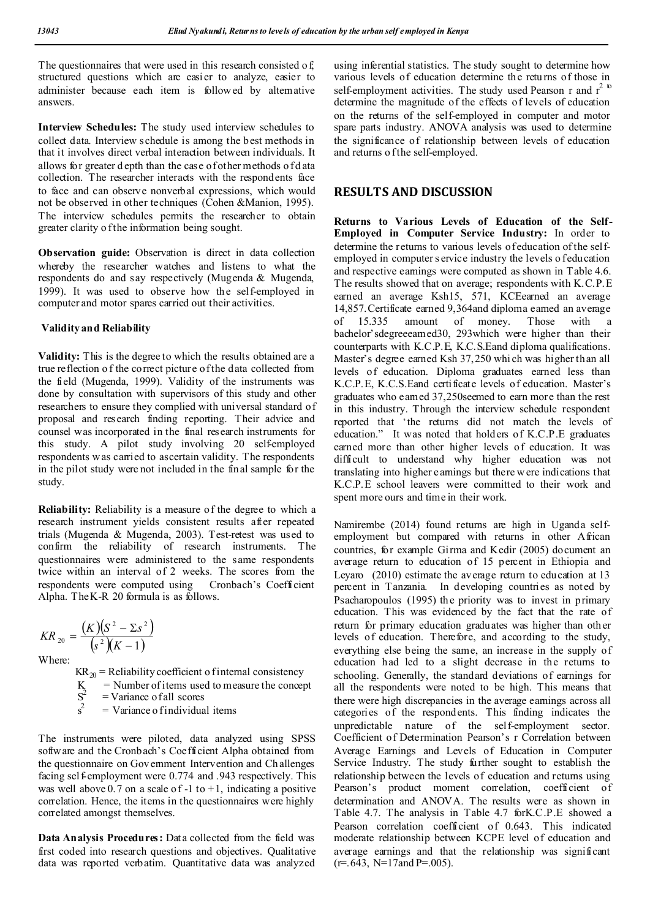The questionnaires that were used in this research consisted of; structured questions which are easier to analyze, easier to administer because each item is followed by alternative answers.

**Interview Schedules:** The study used interview schedules to collect data. Interview schedule is among the best methods in that it involves direct verbal interaction between individuals. It allows for greater depth than the case of other methods of data collection. The researcher interacts with the respondents face to face and can observe nonverbal expressions, which would not be observed in other techniques (Cohen &Manion, 1995). The interview schedules permits the researcher to obtain greater clarity of the information being sought.

**Observation guide:** Observation is direct in data collection whereby the researcher watches and listens to what the respondents do and say respectively (Mugenda & Mugenda, 1999). It was used to observe how the self-employed in computer and motor spares carried out their activities.

**Validity and Reliability**

**Validity:** This is the degree to which the results obtained are a true reflection of the correct picture of the data collected from the field (Mugenda, 1999). Validity of the instruments was done by consultation with supervisors of this study and other researchers to ensure they complied with universal standard of proposal and research finding reporting. Their advice and counsel was incorporated in the final research instruments for this study. A pilot study involving 20 self-employed respondents was carried to ascertain validity. The respondents in the pilot study were not included in the final sample for the study.

**Reliability:** Reliability is a measure of the degree to which a research instrument yields consistent results after repeated trials (Mugenda & Mugenda, 2003). Test-retest was used to confirm the reliability of research instruments. The questionnaires were administered to the same respondents twice within an interval of 2 weeks. The scores from the respondents were computed using Cronbach's Coefficient Alpha. The K-R 20 formula is as follows.

$$KR_{20} = \frac{(K)(S^2 - \Sigma s^2)}{(s^2)(K-1)}$$

Where:

$KR_{20}$ = Reliability coefficient of internal consistency
$K$ = Number of items used to measure the concept
$S^2$ = Variance of all scores
$s^2$ = Variance of individual items

The instruments were piloted, data analyzed using SPSS software and the Cronbach's Coefficient Alpha obtained from the questionnaire on Government Intervention and Challenges facing self-employment were 0.774 and .943 respectively. This was well above 0.7 on a scale of -1 to +1, indicating a positive correlation. Hence, the items in the questionnaires were highly correlated amongst themselves.

**Data Analysis Procedures:** Data collected from the field was first coded into research questions and objectives. Qualitative data was reported verbatim. Quantitative data was analyzed using inferential statistics. The study sought to determine how various levels of education determine the returns of those in self-employment activities. The study used Pearson r and $r^2$ to determine the magnitude of the effects of levels of education on the returns of the self-employed in computer and motor spare parts industry. ANOVA analysis was used to determine the significance of relationship between levels of education and returns of the self-employed.

## RESULTS AND DISCUSSION

**Returns to Various Levels of Education of the Self-Employed in Computer Service Industry:** In order to determine the returns to various levels of education of the self-employed in computer service industry the levels of education and respective earnings were computed as shown in Table 4.6. The results showed that on average; respondents with K.C.P.E earned an average Ksh15, 571, KCE earned an average 14,857. Certificate earned 9,364 and diploma earned an average of 15.335 amount of money. Those with a bachelor's degree earned 30, 293 which were higher than their counterparts with K.C.P.E, K.C.S.E and diploma qualifications. Master's degree earned Ksh 37,250 which was higher than all levels of education. Diploma graduates earned less than K.C.P.E, K.C.S.E and certificate levels of education. Master's graduates who earned 37,250 seemed to earn more than the rest in this industry. Through the interview schedule respondent reported that 'the returns did not match the levels of education." It was noted that holders of K.C.P.E graduates earned more than other higher levels of education. It was difficult to understand why higher education was not translating into higher earnings but there were indications that K.C.P.E school leavers were committed to their work and spent more ours and time in their work.

Namirembe (2014) found returns are high in Uganda self-employment but compared with returns in other African countries, for example Girma and Kedir (2005) document an average return to education of 15 percent in Ethiopia and Leyaro (2010) estimate the average return to education at 13 percent in Tanzania. In developing countries as noted by Psacharopoulos (1995) the priority was to invest in primary education. This was evidenced by the fact that the rate of return for primary education graduates was higher than other levels of education. Therefore, and according to the study, everything else being the same, an increase in the supply of education had led to a slight decrease in the returns to schooling. Generally, the standard deviations of earnings for all the respondents were noted to be high. This means that there were high discrepancies in the average earnings across all categories of the respondents. This finding indicates the unpredictable nature of the self-employment sector. Coefficient of Determination Pearson's r Correlation between Average Earnings and Levels of Education in Computer Service Industry. The study further sought to establish the relationship between the levels of education and returns using Pearson's product moment correlation, coefficient of determination and ANOVA. The results were as shown in Table 4.7. The analysis in Table 4.7 for K.C.P.E showed a Pearson correlation coefficient of 0.643. This indicated moderate relationship between KCPE level of education and average earnings and that the relationship was significant ($r = .643$, $N = 17$ and $P = .005$).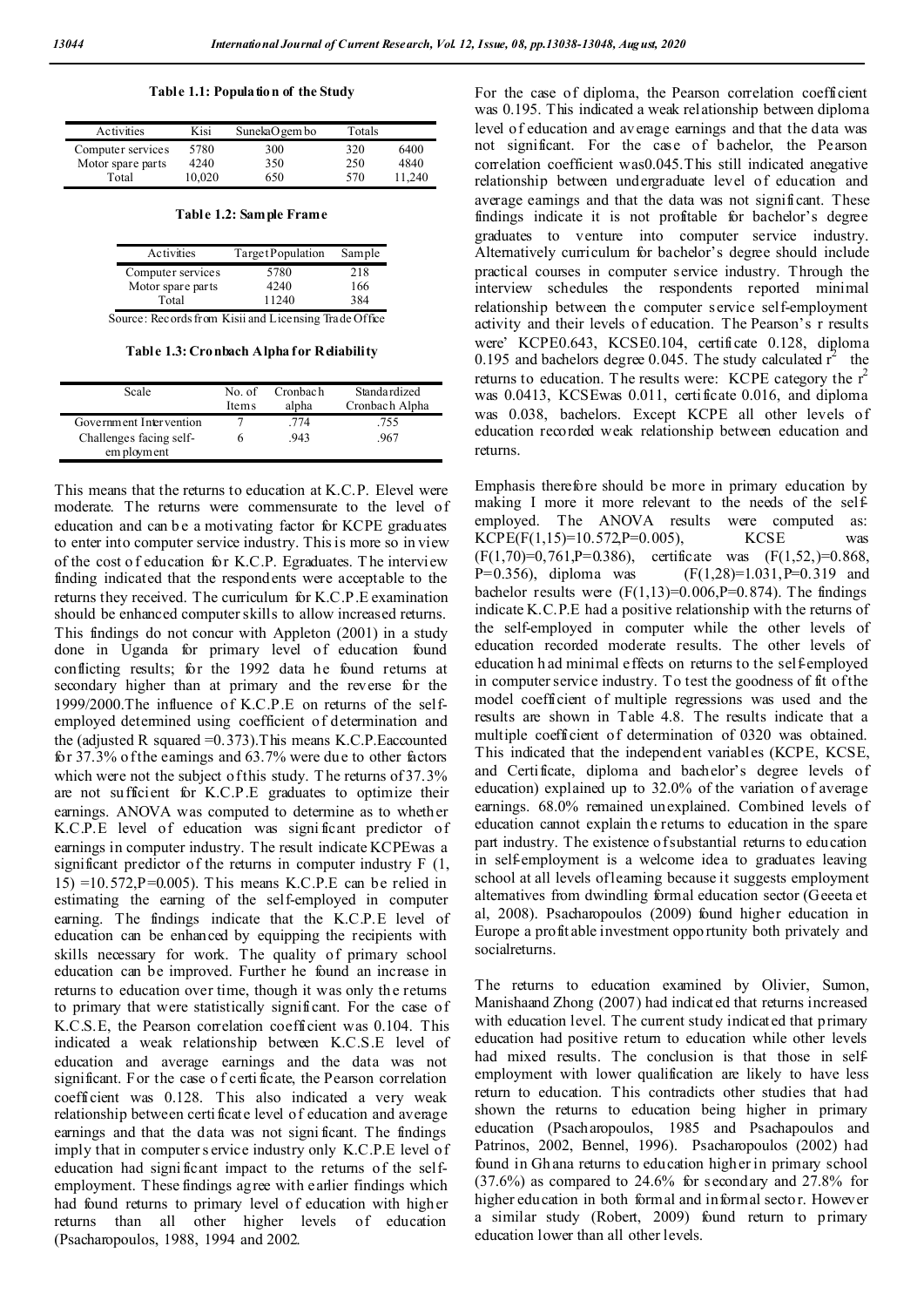**Table 1.1: Population of the Study**

| Activities | Kisi | SunekaOgembo | Totals | |
|---|---|---|---|---|
| Computer services | 5780 | 300 | 320 | 6400 |
| Motor spare parts | 4240 | 350 | 250 | 4840 |
| Total | 10,020 | 650 | 570 | 11,240 |

**Table 1.2: Sample Frame**

| Activities | Target Population | Sample |
|---|---|---|
| Computer services | 5780 | 218 |
| Motor spare parts | 4240 | 166 |
| Total | 11240 | 384 |

Source: Records from Kisii and Licensing Trade Office

**Table 1.3: Cronbach Alpha for Reliability**

| Scale | No. of Items | Cronbach alpha | Standardized Cronbach Alpha |
|---|---|---|---|
| Government Intervention | 7 | .774 | .755 |
| Challenges facing self-employment | 6 | .943 | .967 |

This means that the returns to education at K.C.P. Elevel were moderate. The returns were commensurate to the level of education and can be a motivating factor for KCPE graduates to enter into computer service industry. This is more so in view of the cost of education for K.C.P. Egraduates. The interview finding indicated that the respondents were acceptable to the returns they received. The curriculum for K.C.P.E examination should be enhanced computer skills to allow increased returns. This findings do not concur with Appleton (2001) in a study done in Uganda for primary level of education found conflicting results; for the 1992 data he found returns at secondary higher than at primary and the reverse for the 1999/2000.The influence of K.C.P.E on returns of the self-employed determined using coefficient of determination and the (adjusted R squared =0.373).This means K.C.P.Eaccounted for 37.3% of the earnings and 63.7% were due to other factors which were not the subject of this study. The returns of 37.3% are not sufficient for K.C.P.E graduates to optimize their earnings. ANOVA was computed to determine as to whether K.C.P.E level of education was significant predictor of earnings in computer industry. The result indicate KCPEwas a significant predictor of the returns in computer industry F (1, 15) =10.572,P=0.005). This means K.C.P.E can be relied in estimating the earning of the self-employed in computer earning. The findings indicate that the K.C.P.E level of education can be enhanced by equipping the recipients with skills necessary for work. The quality of primary school education can be improved. Further he found an increase in returns to education over time, though it was only the returns to primary that were statistically significant. For the case of K.C.S.E, the Pearson correlation coefficient was 0.104. This indicated a weak relationship between K.C.S.E level of education and average earnings and the data was not significant. For the case of certificate, the Pearson correlation coefficient was 0.128. This also indicated a very weak relationship between certificate level of education and average earnings and that the data was not significant. The findings imply that in computer service industry only K.C.P.E level of education had significant impact to the returns of the self-employment. These findings agree with earlier findings which had found returns to primary level of education with higher returns than all other higher levels of education (Psacharopoulos, 1988, 1994 and 2002.

For the case of diploma, the Pearson correlation coefficient was 0.195. This indicated a weak relationship between diploma level of education and average earnings and that the data was not significant. For the case of bachelor, the Pearson correlation coefficient was0.045.This still indicated anegative relationship between undergraduate level of education and average earnings and that the data was not significant. These findings indicate it is not profitable for bachelor's degree graduates to venture into computer service industry. Alternatively curriculum for bachelor's degree should include practical courses in computer service industry. Through the interview schedules the respondents reported minimal relationship between the computer service self-employment activity and their levels of education. The Pearson's r results were' KCPE0.643, KCSE0.104, certificate 0.128, diploma 0.195 and bachelors degree 0.045. The study calculated $r^2$ the returns to education. The results were: KCPE category the $r^2$ was 0.0413, KCSEwas 0.011, certificate 0.016, and diploma was 0.038, bachelors. Except KCPE all other levels of education recorded weak relationship between education and returns.

Emphasis therefore should be more in primary education by making I more it more relevant to the needs of the self-employed. The ANOVA results were computed as: KCPE(F(1,15)=10.572,P=0.005), KCSE was (F(1,70)=0,761,P=0.386), certificate was (F(1,52,)=0.868, P=0.356), diploma was (F(1,28)=1.031,P=0.319 and bachelor results were (F(1,13)=0.006,P=0.874). The findings indicate K.C.P.E had a positive relationship with the returns of the self-employed in computer while the other levels of education recorded moderate results. The other levels of education had minimal effects on returns to the self-employed in computer service industry. To test the goodness of fit of the model coefficient of multiple regressions was used and the results are shown in Table 4.8. The results indicate that a multiple coefficient of determination of 0320 was obtained. This indicated that the independent variables (KCPE, KCSE, and Certificate, diploma and bachelor's degree levels of education) explained up to 32.0% of the variation of average earnings. 68.0% remained unexplained. Combined levels of education cannot explain the returns to education in the spare part industry. The existence of substantial returns to education in self-employment is a welcome idea to graduates leaving school at all levels of learning because it suggests employment alternatives from dwindling formal education sector (Geeeta et al, 2008). Psacharopoulos (2009) found higher education in Europe a profitable investment opportunity both privately and socialreturns.

The returns to education examined by Olivier, Sumon, Manishaand Zhong (2007) had indicated that returns increased with education level. The current study indicated that primary education had positive return to education while other levels had mixed results. The conclusion is that those in self-employment with lower qualification are likely to have less return to education. This contradicts other studies that had shown the returns to education being higher in primary education (Psacharopoulos, 1985 and Psachapoulos and Patrinos, 2002, Bennel, 1996). Psacharopoulos (2002) had found in Ghana returns to education higher in primary school (37.6%) as compared to 24.6% for secondary and 27.8% for higher education in both formal and informal sector. However a similar study (Robert, 2009) found return to primary education lower than all other levels.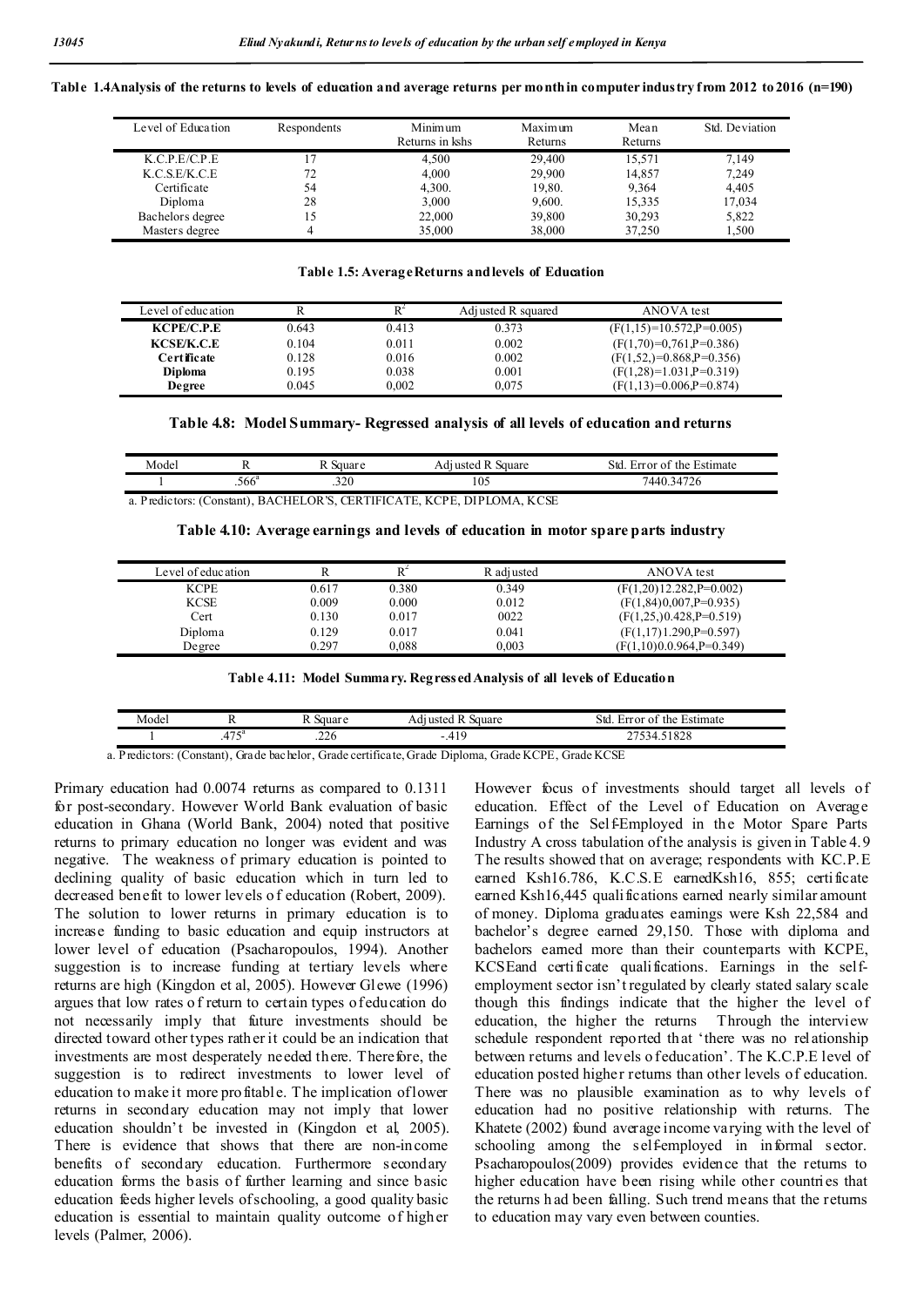**Table 1.4Analysis of the returns to levels of education and average returns per monthin computer industry from 2012 to 2016 (n=190)**

| Level of Education | Respondents | Minimum Returns in kshs | Maximum Returns | Mean Returns | Std. Deviation |
|---|---|---|---|---|---|
| K.C.P.E/C.P.E | 17 | 4,500 | 29,400 | 15,571 | 7,149 |
| K.C.S.E/K.C.E | 72 | 4,000 | 29,900 | 14,857 | 7,249 |
| Certificate | 54 | 4,300. | 19,80. | 9,364 | 4,405 |
| Diploma | 28 | 3,000 | 9,600. | 15,335 | 17,034 |
| Bachelors degree | 15 | 22,000 | 39,800 | 30,293 | 5,822 |
| Masters degree | 4 | 35,000 | 38,000 | 37,250 | 1,500 |

**Table 1.5: AverageReturns andlevels of Education**

| Level of education | R | $R^2$ | Adjusted R squared | ANOVA test |
|---|---|---|---|---|
| **KCPE/C.P.E** | 0.643 | 0.413 | 0.373 | (F(1,15)=10.572,P=0.005) |
| **KCSE/K.C.E** | 0.104 | 0.011 | 0.002 | (F(1,70)=0,761,P=0.386) |
| **Certificate** | 0.128 | 0.016 | 0.002 | (F(1,52,)=0.868,P=0.356) |
| **Diploma** | 0.195 | 0.038 | 0.001 | (F(1,28)=1.031,P=0.319) |
| **Degree** | 0.045 | 0,002 | 0,075 | (F(1,13)=0.006,P=0.874) |

**Table 4.8: Model Summary- Regressed analysis of all levels of education and returns**

| Model | R | R Square | Adjusted R Square | Std. Error of the Estimate |
|---|---|---|---|---|
| 1 | .566[a] | .320 | 105 | 7440.34726 |

a. Predictors: (Constant), BACHELOR'S, CERTIFICATE, KCPE, DIPLOMA, KCSE

**Table 4.10: Average earnings and levels of education in motor spare parts industry**

| Level of education | R | $R^2$ | R adjusted | ANOVA test |
|---|---|---|---|---|
| KCPE | 0.617 | 0.380 | 0.349 | (F(1,20)12.282,P=0.002) |
| KCSE | 0.009 | 0.000 | 0.012 | (F(1,84)0,007,P=0.935) |
| Cert | 0.130 | 0.017 | 0022 | (F(1,25,)0.428,P=0.519) |
| Diploma | 0.129 | 0.017 | 0.041 | (F(1,17)1.290,P=0.597) |
| Degree | 0.297 | 0,088 | 0,003 | (F(1,10)0.0.964,P=0.349) |

**Table 4.11: Model Summary. Regressed Analysis of all levels of Education**

| Model | R | R Square | Adjusted R Square | Std. Error of the Estimate |
|---|---|---|---|---|
| 1 | .475[a] | .226 | -.419 | 27534.51828 |

a. Predictors: (Constant), Grade bachelor, Grade certificate, Grade Diploma, Grade KCPE, Grade KCSE

Primary education had 0.0074 returns as compared to 0.1311 for post-secondary. However World Bank evaluation of basic education in Ghana (World Bank, 2004) noted that positive returns to primary education no longer was evident and was negative. The weakness of primary education is pointed to declining quality of basic education which in turn led to decreased benefit to lower levels of education (Robert, 2009). The solution to lower returns in primary education is to increase funding to basic education and equip instructors at lower level of education (Psacharopoulos, 1994). Another suggestion is to increase funding at tertiary levels where returns are high (Kingdon et al, 2005). However Glewe (1996) argues that low rates of return to certain types of education do not necessarily imply that future investments should be directed toward other types rather it could be an indication that investments are most desperately needed there. Therefore, the suggestion is to redirect investments to lower level of education to make it more profitable. The implication of lower returns in secondary education may not imply that lower education shouldn't be invested in (Kingdon et al, 2005). There is evidence that shows that there are non-income benefits of secondary education. Furthermore secondary education forms the basis of further learning and since basic education feeds higher levels of schooling, a good quality basic education is essential to maintain quality outcome of higher levels (Palmer, 2006).

However focus of investments should target all levels of education. Effect of the Level of Education on Average Earnings of the Self-Employed in the Motor Spare Parts Industry A cross tabulation of the analysis is given in Table 4.9 The results showed that on average; respondents with KC.P.E earned Ksh16.786, K.C.S.E earnedKsh16, 855; certificate earned Ksh16,445 qualifications earned nearly similar amount of money. Diploma graduates earnings were Ksh 22,584 and bachelor's degree earned 29,150. Those with diploma and bachelors earned more than their counterparts with KCPE, KCSEand certificate qualifications. Earnings in the self-employment sector isn't regulated by clearly stated salary scale though this findings indicate that the higher the level of education, the higher the returns Through the interview schedule respondent reported that 'there was no relationship between returns and levels of education'. The K.C.P.E level of education posted higher returns than other levels of education. There was no plausible examination as to why levels of education had no positive relationship with returns. The Khatete (2002) found average income varying with the level of schooling among the self-employed in informal sector. Psacharopoulos(2009) provides evidence that the returns to higher education have been rising while other countries that the returns had been falling. Such trend means that the returns to education may vary even between counties.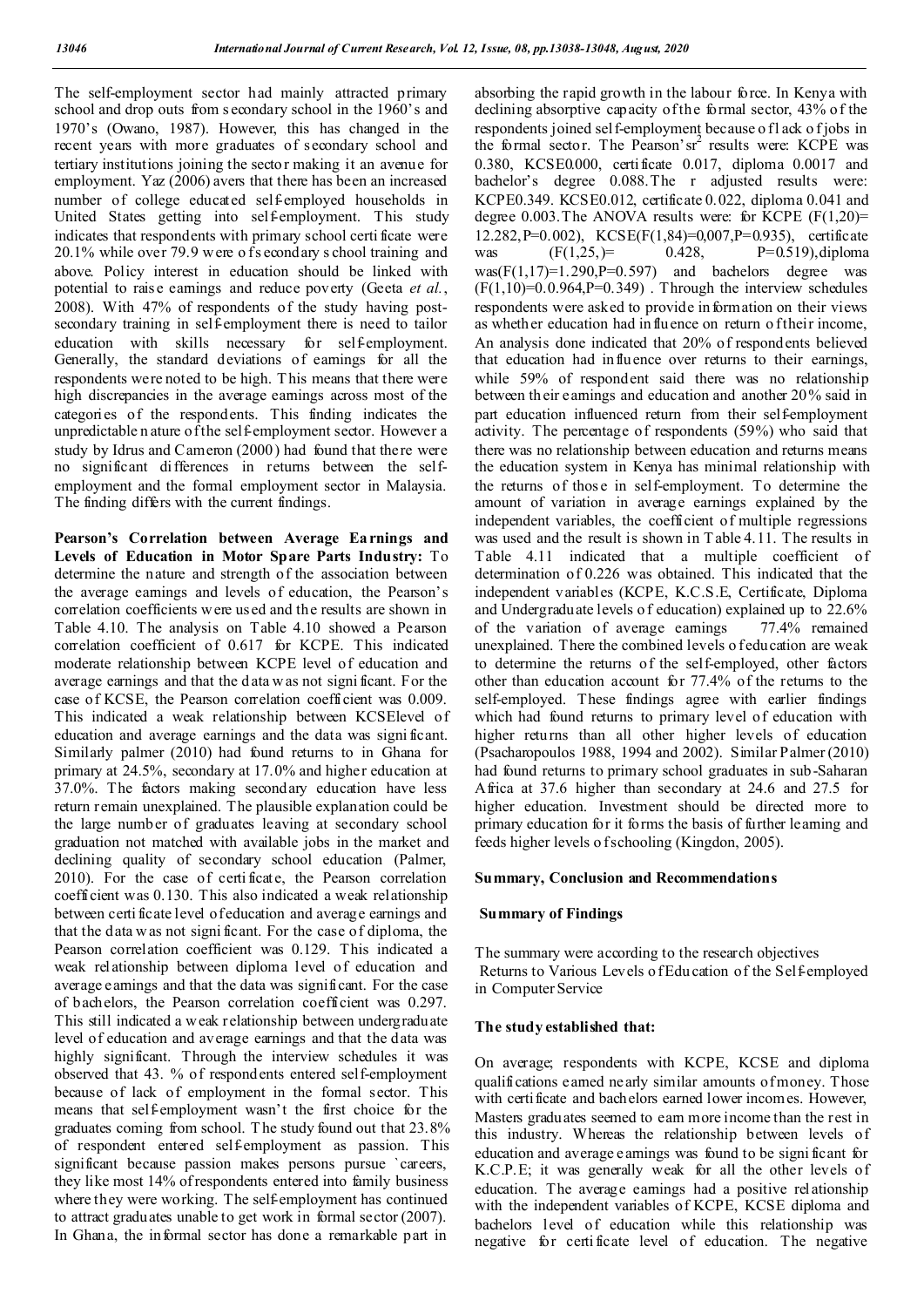The self-employment sector had mainly attracted primary school and drop outs from secondary school in the 1960's and 1970's (Owano, 1987). However, this has changed in the recent years with more graduates of secondary school and tertiary institutions joining the sector making it an avenue for employment. Yaz (2006) avers that there has been an increased number of college educated self-employed households in United States getting into self-employment. This study indicates that respondents with primary school certificate were 20.1% while over 79.9 were of secondary school training and above. Policy interest in education should be linked with potential to raise earnings and reduce poverty (Geeta *et al.*, 2008). With 47% of respondents of the study having post-secondary training in self-employment there is need to tailor education with skills necessary for self-employment. Generally, the standard deviations of earnings for all the respondents were noted to be high. This means that there were high discrepancies in the average earnings across most of the categories of the respondents. This finding indicates the unpredictable nature of the self-employment sector. However a study by Idrus and Cameron (2000) had found that there were no significant differences in returns between the self-employment and the formal employment sector in Malaysia. The finding differs with the current findings.

**Pearson's Correlation between Average Earnings and Levels of Education in Motor Spare Parts Industry:** To determine the nature and strength of the association between the average earnings and levels of education, the Pearson's correlation coefficients were used and the results are shown in Table 4.10. The analysis on Table 4.10 showed a Pearson correlation coefficient of 0.617 for KCPE. This indicated moderate relationship between KCPE level of education and average earnings and that the data was not significant. For the case of KCSE, the Pearson correlation coefficient was 0.009. This indicated a weak relationship between KCSElevel of education and average earnings and the data was significant. Similarly palmer (2010) had found returns to in Ghana for primary at 24.5%, secondary at 17.0% and higher education at 37.0%. The factors making secondary education have less return remain unexplained. The plausible explanation could be the large number of graduates leaving at secondary school graduation not matched with available jobs in the market and declining quality of secondary school education (Palmer, 2010). For the case of certificate, the Pearson correlation coefficient was 0.130. This also indicated a weak relationship between certificate level of education and average earnings and that the data was not significant. For the case of diploma, the Pearson correlation coefficient was 0.129. This indicated a weak relationship between diploma level of education and average earnings and that the data was significant. For the case of bachelors, the Pearson correlation coefficient was 0.297. This still indicated a weak relationship between undergraduate level of education and average earnings and that the data was highly significant. Through the interview schedules it was observed that 43. % of respondents entered self-employment because of lack of employment in the formal sector. This means that self-employment wasn't the first choice for the graduates coming from school. The study found out that 23.8% of respondent entered self-employment as passion. This significant because passion makes persons pursue `careers, they like most 14% of respondents entered into family business where they were working. The self-employment has continued to attract graduates unable to get work in formal sector (2007). In Ghana, the informal sector has done a remarkable part in absorbing the rapid growth in the labour force. In Kenya with declining absorptive capacity of the formal sector, 43% of the respondents joined self-employment because of lack of jobs in the formal sector. The Pearson'sr$^2$ results were: KCPE was 0.380, KCSE0.000, certificate 0.017, diploma 0.0017 and bachelor's degree 0.088.The r adjusted results were: KCPE0.349. KCSE0.012, certificate 0.022, diploma 0.041 and degree 0.003.The ANOVA results were: for KCPE ($F(1,20)$= 12.282,P=0.002), KCSE($F(1,84)$=0,007,P=0.935), certificate was ($F(1,25,)$= 0.428, P=0.519),diploma was($F(1,17)$=1.290,P=0.597) and bachelors degree was ($F(1,10)$=0.0.964,P=0.349) . Through the interview schedules respondents were asked to provide information on their views as whether education had influence on return of their income, An analysis done indicated that 20% of respondents believed that education had influence over returns to their earnings, while 59% of respondent said there was no relationship between their earnings and education and another 20% said in part education influenced return from their self-employment activity. The percentage of respondents (59%) who said that there was no relationship between education and returns means the education system in Kenya has minimal relationship with the returns of those in self-employment. To determine the amount of variation in average earnings explained by the independent variables, the coefficient of multiple regressions was used and the result is shown in Table 4.11. The results in Table 4.11 indicated that a multiple coefficient of determination of 0.226 was obtained. This indicated that the independent variables (KCPE, K.C.S.E, Certificate, Diploma and Undergraduate levels of education) explained up to 22.6% of the variation of average earnings 77.4% remained unexplained. There the combined levels of education are weak to determine the returns of the self-employed, other factors other than education account for 77.4% of the returns to the self-employed. These findings agree with earlier findings which had found returns to primary level of education with higher returns than all other higher levels of education (Psacharopoulos 1988, 1994 and 2002). Similar Palmer (2010) had found returns to primary school graduates in sub-Saharan Africa at 37.6 higher than secondary at 24.6 and 27.5 for higher education. Investment should be directed more to primary education for it forms the basis of further learning and feeds higher levels of schooling (Kingdon, 2005).

## Summary, Conclusion and Recommendations

### Summary of Findings

The summary were according to the research objectives
Returns to Various Levels of Education of the Self-employed in Computer Service

**The study established that:**

On average; respondents with KCPE, KCSE and diploma qualifications earned nearly similar amounts of money. Those with certificate and bachelors earned lower incomes. However, Masters graduates seemed to earn more income than the rest in this industry. Whereas the relationship between levels of education and average earnings was found to be significant for K.C.P.E; it was generally weak for all the other levels of education. The average earnings had a positive relationship with the independent variables of KCPE, KCSE diploma and bachelors level of education while this relationship was negative for certificate level of education. The negative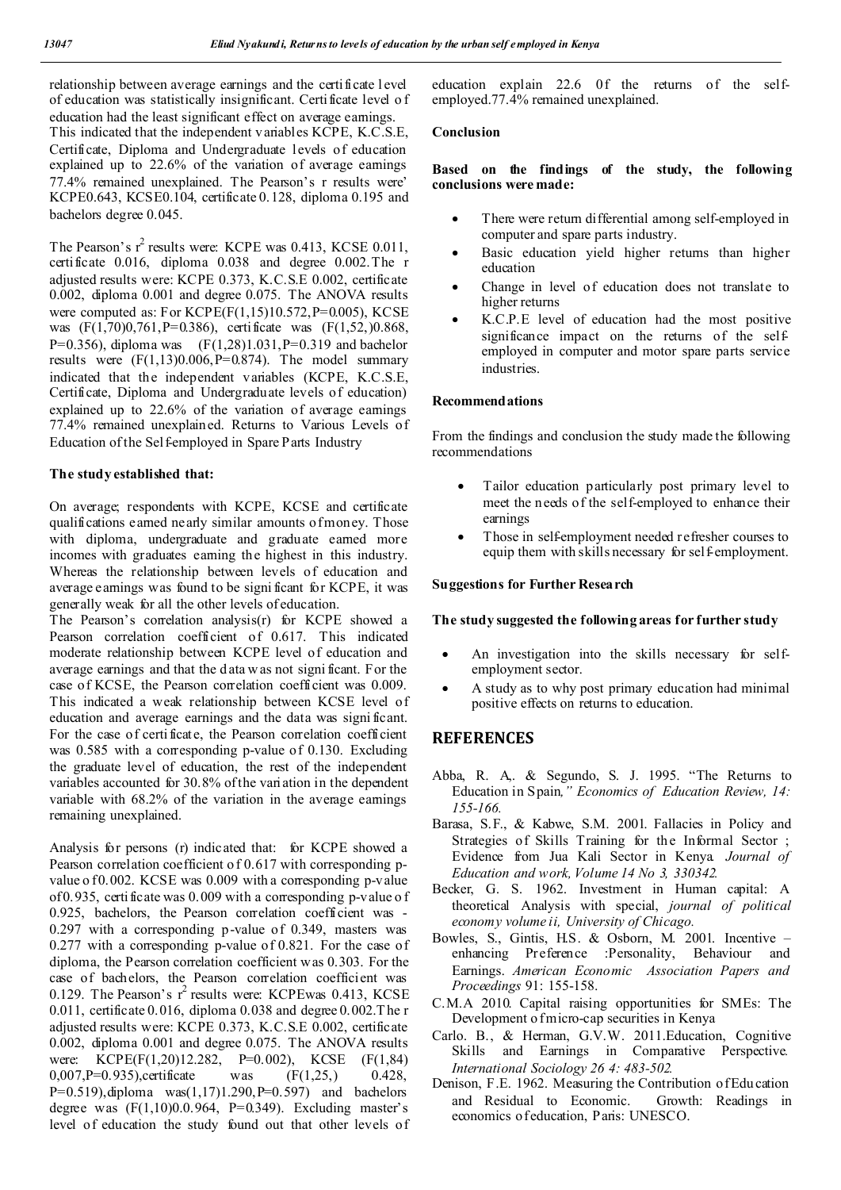relationship between average earnings and the certificate level of education was statistically insignificant. Certificate level of education had the least significant effect on average earnings. This indicated that the independent variables KCPE, K.C.S.E, Certificate, Diploma and Undergraduate levels of education explained up to 22.6% of the variation of average earnings 77.4% remained unexplained. The Pearson's r results were' KCPE0.643, KCSE0.104, certificate 0.128, diploma 0.195 and bachelors degree 0.045.

The Pearson's $r^2$ results were: KCPE was 0.413, KCSE 0.011, certificate 0.016, diploma 0.038 and degree 0.002. The r adjusted results were: KCPE 0.373, K.C.S.E 0.002, certificate 0.002, diploma 0.001 and degree 0.075. The ANOVA results were computed as: For KCPE(F(1,15)10.572,P=0.005), KCSE was (F(1,70)0,761,P=0.386), certificate was (F(1,52,)0.868, P=0.356), diploma was (F(1,28)1.031,P=0.319 and bachelor results were (F(1,13)0.006,P=0.874). The model summary indicated that the independent variables (KCPE, K.C.S.E, Certificate, Diploma and Undergraduate levels of education) explained up to 22.6% of the variation of average earnings 77.4% remained unexplained. Returns to Various Levels of Education of the Self-employed in Spare Parts Industry

**The study established that:**

On average; respondents with KCPE, KCSE and certificate qualifications earned nearly similar amounts of money. Those with diploma, undergraduate and graduate earned more incomes with graduates earning the highest in this industry. Whereas the relationship between levels of education and average earnings was found to be significant for KCPE, it was generally weak for all the other levels of education.

The Pearson's correlation analysis(r) for KCPE showed a Pearson correlation coefficient of 0.617. This indicated moderate relationship between KCPE level of education and average earnings and that the data was not significant. For the case of KCSE, the Pearson correlation coefficient was 0.009. This indicated a weak relationship between KCSE level of education and average earnings and the data was significant. For the case of certificate, the Pearson correlation coefficient was 0.585 with a corresponding p-value of 0.130. Excluding the graduate level of education, the rest of the independent variables accounted for 30.8% of the variation in the dependent variable with 68.2% of the variation in the average earnings remaining unexplained.

Analysis for persons (r) indicated that: for KCPE showed a Pearson correlation coefficient of 0.617 with corresponding p-value of 0.002. KCSE was 0.009 with a corresponding p-value of 0.935, certificate was 0.009 with a corresponding p-value of 0.925, bachelors, the Pearson correlation coefficient was -0.297 with a corresponding p-value of 0.349, masters was 0.277 with a corresponding p-value of 0.821. For the case of diploma, the Pearson correlation coefficient was 0.303. For the case of bachelors, the Pearson correlation coefficient was 0.129. The Pearson's $r^2$ results were: KCPEwas 0.413, KCSE 0.011, certificate 0.016, diploma 0.038 and degree 0.002. The r adjusted results were: KCPE 0.373, K.C.S.E 0.002, certificate 0.002, diploma 0.001 and degree 0.075. The ANOVA results were: KCPE(F(1,20)12.282, P=0.002), KCSE (F(1,84) 0,007,P=0.935),certificate was (F(1,25,) 0.428, P=0.519),diploma was(1,17)1.290,P=0.597) and bachelors degree was (F(1,10)0.0.964, P=0.349). Excluding master's level of education the study found out that other levels of education explain 22.6 0f the returns of the self-employed.77.4% remained unexplained.

**Conclusion**

**Based on the findings of the study, the following conclusions were made:**

- There were return differential among self-employed in computer and spare parts industry.
- Basic education yield higher returns than higher education
- Change in level of education does not translate to higher returns
- K.C.P.E level of education had the most positive significance impact on the returns of the self-employed in computer and motor spare parts service industries.

**Recommendations**

From the findings and conclusion the study made the following recommendations

- Tailor education particularly post primary level to meet the needs of the self-employed to enhance their earnings
- Those in self-employment needed refresher courses to equip them with skills necessary for self-employment.

**Suggestions for Further Research**

**The study suggested the following areas for further study**

- An investigation into the skills necessary for self-employment sector.
- A study as to why post primary education had minimal positive effects on returns to education.

## REFERENCES

Abba, R. A,. & Segundo, S. J. 1995. "The Returns to Education in Spain," *Economics of Education Review, 14: 155-166.*

Barasa, S.F., & Kabwe, S.M. 2001. Fallacies in Policy and Strategies of Skills Training for the Informal Sector ; Evidence from Jua Kali Sector in Kenya. *Journal of Education and work, Volume 14 No 3, 330342.*

Becker, G. S. 1962. Investment in Human capital: A theoretical Analysis with special, *journal of political economy volume ii, University of Chicago.*

Bowles, S., Gintis, H.S. & Osborn, M. 2001. Incentive – enhancing Preference :Personality, Behaviour and Earnings. *American Economic Association Papers and Proceedings* 91: 155-158.

C.M.A 2010. Capital raising opportunities for SMEs: The Development of micro-cap securities in Kenya

Carlo. B., & Herman, G.V.W. 2011.Education, Cognitive Skills and Earnings in Comparative Perspective. *International Sociology 26 4: 483-502.*

Denison, F.E. 1962. Measuring the Contribution of Education and Residual to Economic. Growth: Readings in economics of education, Paris: UNESCO.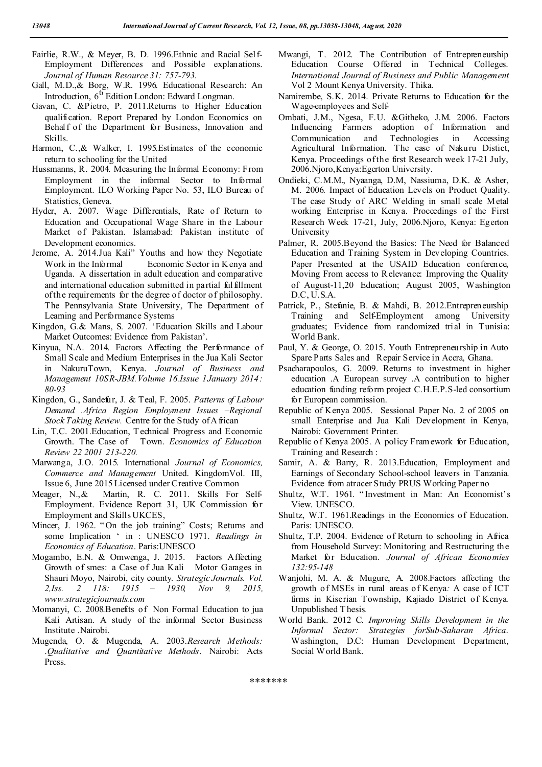Fairlie, R.W., & Meyer, B. D. 1996.Ethnic and Racial Self-Employment Differences and Possible explanations. *Journal of Human Resource 31: 757-793.*

Gall, M.D.,& Borg, W.R. 1996. Educational Research: An Introduction, 6th Edition London: Edward Longman.

Gavan, C. &Pietro, P. 2011.Returns to Higher Education qualification. Report Prepared by London Economics on Behalf of the Department for Business, Innovation and Skills.

Harmon, C.,& Walker, I. 1995.Estimates of the economic return to schooling for the United

Hussmanns, R. 2004. Measuring the Informal Economy: From Employment in the informal Sector to Informal Employment. ILO Working Paper No. 53, ILO Bureau of Statistics, Geneva.

Hyder, A. 2007. Wage Differentials, Rate of Return to Education and Occupational Wage Share in the Labour Market of Pakistan. Islamabad: Pakistan institute of Development economics.

Jerome, A. 2014.Jua Kali" Youths and how they Negotiate Work in the Informal Economic Sector in Kenya and Uganda. A dissertation in adult education and comparative and international education submitted in partial fulfillment of the requirements for the degree of doctor of philosophy. The Pennsylvania State University, The Department of Learning and Performance Systems

Kingdon, G.& Mans, S. 2007. 'Education Skills and Labour Market Outcomes: Evidence from Pakistan'.

Kinyua, N.A. 2014. Factors Affecting the Performance of Small Scale and Medium Enterprises in the Jua Kali Sector in NakuruTown, Kenya. *Journal of Business and Management 10SR-JBM.Volume 16.Issue 1January 2014: 80-93*

Kingdon, G., Sandefur, J. & Teal, F. 2005. *Patterns of Labour Demand .Africa Region Employment Issues –Regional Stock Taking Review.* Centre for the Study of African

Lin, T.C. 2001.Education, Technical Progress and Economic Growth. The Case of Town. *Economics of Education Review 22 2001 213-220.*

Marwanga, J.O. 2015. International *Journal of Economics, Commerce and Management* United. KingdomVol. III, Issue 6, June 2015 Licensed under Creative Common

Meager, N.,& Martin, R. C. 2011. Skills For Self-Employment. Evidence Report 31, UK Commission for Employment and Skills UKCES,

Mincer, J. 1962. "On the job training" Costs; Returns and some Implication ' in : UNESCO 1971. *Readings in Economics of Education*. Paris:UNESCO

Mogambo, E.N. & Omwenga, J. 2015. Factors Affecting Growth of smes: a Case of Jua Kali Motor Garages in Shauri Moyo, Nairobi, city county. *Strategic Journals. Vol. 2,Iss. 2 118: 1915 – 1930, Nov 9, 2015, www.strategicjournals.com*

Momanyi, C. 2008.Benefits of Non Formal Education to jua Kali Artisan. A study of the informal Sector Business Institute .Nairobi.

Mugenda, O. & Mugenda, A. 2003.*Research Methods: .Qualitative and Quantitative Methods*. Nairobi: Acts Press.

Mwangi, T. 2012. The Contribution of Entrepreneurship Education Course Offered in Technical Colleges. *International Journal of Business and Public Management* Vol 2 Mount Kenya University. Thika.

Namirembe, S.K. 2014. Private Returns to Education for the Wage-employees and Self-

Ombati, J.M., Ngesa, F.U. &Githeko, J.M. 2006. Factors Influencing Farmers adoption of Information and Communication and Technologies in Accessing Agricultural Information. The case of Nakuru Distict, Kenya. Proceedings of the first Research week 17-21 July, 2006.Njoro,Kenya:Egerton University.

Ondieki, C.M.M., Nyaanga, D.M, Nassiuma, D.K. & Asher, M. 2006. Impact of Education Levels on Product Quality. The case Study of ARC Welding in small scale Metal working Enterprise in Kenya. Proceedings of the First Research Week 17-21, July, 2006.Njoro, Kenya: Egerton University

Palmer, R. 2005.Beyond the Basics: The Need for Balanced Education and Training System in Developing Countries. Paper Presented at the USAID Education conference, Moving From access to Relevance: Improving the Quality of August-11,20 Education; August 2005, Washington D.C, U.S.A.

Patrick, P., Stefanie, B. & Mahdi, B. 2012.Entrepreneurship Training and Self-Employment among University graduates; Evidence from randomized trial in Tunisia: World Bank.

Paul, Y. & George, O. 2015. Youth Entrepreneurship in Auto Spare Parts Sales and Repair Service in Accra, Ghana.

Psacharapoulos, G. 2009. Returns to investment in higher education .A European survey .A contribution to higher education funding reform project C.H.E.P.S-led consortium for European commission.

Republic of Kenya 2005. Sessional Paper No. 2 of 2005 on small Enterprise and Jua Kali Development in Kenya, Nairobi: Government Printer.

Republic of Kenya 2005. A policy Framework for Education, Training and Research :

Samir, A. & Barry, R. 2013.Education, Employment and Earnings of Secondary School-school leavers in Tanzania. Evidence from atracer Study PRUS Working Paper no

Shultz, W.T. 1961. "Investment in Man: An Economist's View. UNESCO.

Shultz, W.T. 1961.Readings in the Economics of Education. Paris: UNESCO.

Shultz, T.P. 2004. Evidence of Return to schooling in Africa from Household Survey: Monitoring and Restructuring the Market for Education. *Journal of African Economies 132:95-148*

Wanjohi, M. A. & Mugure, A. 2008.Factors affecting the growth of MSEs in rural areas of Kenya: A case of ICT firms in Kiserian Township, Kajiado District of Kenya. Unpublished Thesis.

World Bank. 2012 C. *Improving Skills Development in the Informal Sector: Strategies forSub-Saharan Africa*. Washington, D.C: Human Development Department, Social World Bank.

\*\*\*\*\*\*\*